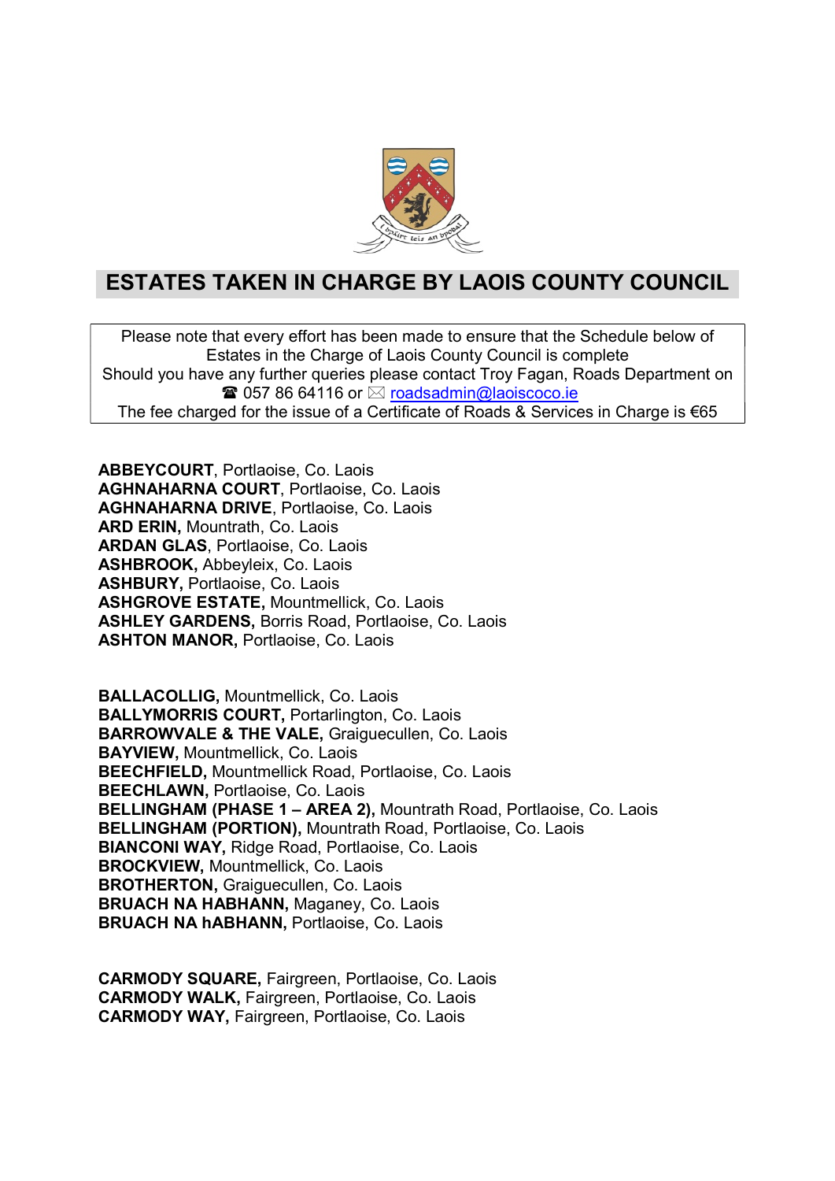# ESTATES TAKEN IN CHARGE BY LAOIS COUNTY COUNCIL

Please note that every effort has been made to ensure that the Schedule below of Estates in the Charge of Laois County Council is complete
Should you have any further queries please contact Troy Fagan, Roads Department on ☎ 057 86 64116 or ✉ roadsadmin@laoiscoco.ie
The fee charged for the issue of a Certificate of Roads & Services in Charge is €65

**ABBEYCOURT**, Portlaoise, Co. Laois
**AGHNAHARNA COURT**, Portlaoise, Co. Laois
**AGHNAHARNA DRIVE**, Portlaoise, Co. Laois
**ARD ERIN,** Mountrath, Co. Laois
**ARDAN GLAS**, Portlaoise, Co. Laois
**ASHBROOK,** Abbeyleix, Co. Laois
**ASHBURY,** Portlaoise, Co. Laois
**ASHGROVE ESTATE,** Mountmellick, Co. Laois
**ASHLEY GARDENS,** Borris Road, Portlaoise, Co. Laois
**ASHTON MANOR,** Portlaoise, Co. Laois

**BALLACOLLIG,** Mountmellick, Co. Laois
**BALLYMORRIS COURT,** Portarlington, Co. Laois
**BARROWVALE & THE VALE,** Graiguecullen, Co. Laois
**BAYVIEW,** Mountmellick, Co. Laois
**BEECHFIELD,** Mountmellick Road, Portlaoise, Co. Laois
**BEECHLAWN,** Portlaoise, Co. Laois
**BELLINGHAM (PHASE 1 – AREA 2),** Mountrath Road, Portlaoise, Co. Laois
**BELLINGHAM (PORTION),** Mountrath Road, Portlaoise, Co. Laois
**BIANCONI WAY,** Ridge Road, Portlaoise, Co. Laois
**BROCKVIEW,** Mountmellick, Co. Laois
**BROTHERTON,** Graiguecullen, Co. Laois
**BRUACH NA HABHANN,** Maganey, Co. Laois
**BRUACH NA hABHANN,** Portlaoise, Co. Laois

**CARMODY SQUARE,** Fairgreen, Portlaoise, Co. Laois
**CARMODY WALK,** Fairgreen, Portlaoise, Co. Laois
**CARMODY WAY,** Fairgreen, Portlaoise, Co. Laois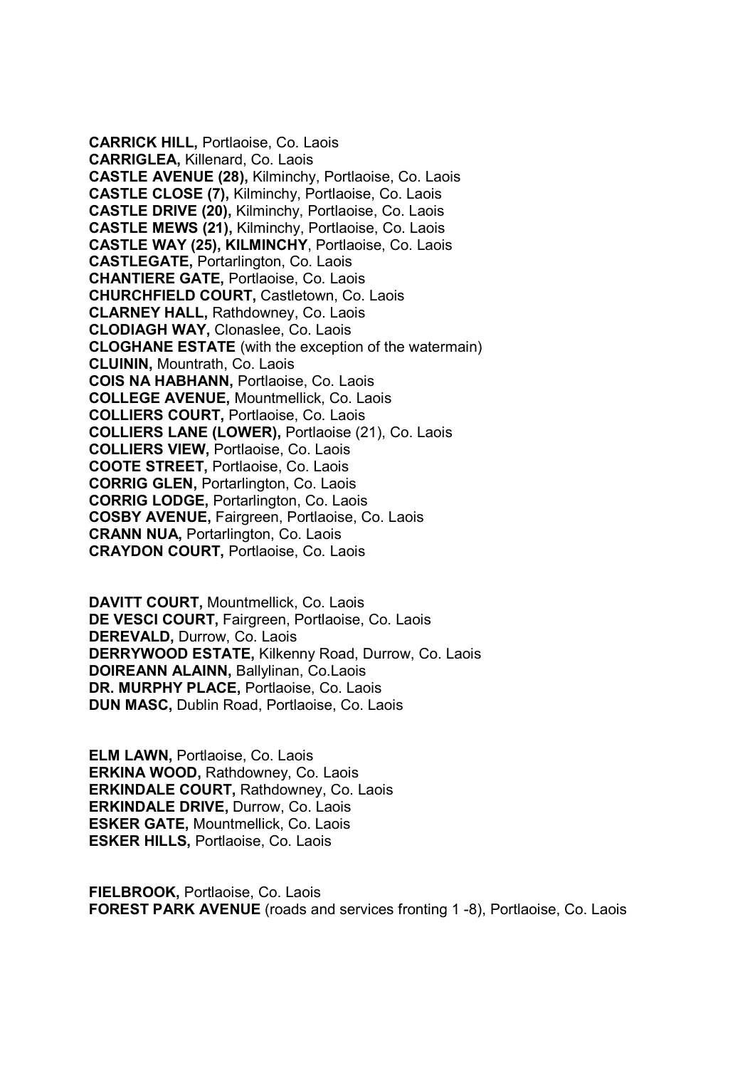**CARRICK HILL,** Portlaoise, Co. Laois
**CARRIGLEA,** Killenard, Co. Laois
**CASTLE AVENUE (28),** Kilminchy, Portlaoise, Co. Laois
**CASTLE CLOSE (7),** Kilminchy, Portlaoise, Co. Laois
**CASTLE DRIVE (20),** Kilminchy, Portlaoise, Co. Laois
**CASTLE MEWS (21),** Kilminchy, Portlaoise, Co. Laois
**CASTLE WAY (25), KILMINCHY**, Portlaoise, Co. Laois
**CASTLEGATE,** Portarlington, Co. Laois
**CHANTIERE GATE,** Portlaoise, Co. Laois
**CHURCHFIELD COURT,** Castletown, Co. Laois
**CLARNEY HALL,** Rathdowney, Co. Laois
**CLODIAGH WAY,** Clonaslee, Co. Laois
**CLOGHANE ESTATE** (with the exception of the watermain)
**CLUININ,** Mountrath, Co. Laois
**COIS NA HABHANN,** Portlaoise, Co. Laois
**COLLEGE AVENUE,** Mountmellick, Co. Laois
**COLLIERS COURT,** Portlaoise, Co. Laois
**COLLIERS LANE (LOWER),** Portlaoise (21), Co. Laois
**COLLIERS VIEW,** Portlaoise, Co. Laois
**COOTE STREET,** Portlaoise, Co. Laois
**CORRIG GLEN,** Portarlington, Co. Laois
**CORRIG LODGE,** Portarlington, Co. Laois
**COSBY AVENUE,** Fairgreen, Portlaoise, Co. Laois
**CRANN NUA,** Portarlington, Co. Laois
**CRAYDON COURT,** Portlaoise, Co. Laois

**DAVITT COURT,** Mountmellick, Co. Laois
**DE VESCI COURT,** Fairgreen, Portlaoise, Co. Laois
**DEREVALD,** Durrow, Co. Laois
**DERRYWOOD ESTATE,** Kilkenny Road, Durrow, Co. Laois
**DOIREANN ALAINN,** Ballylinan, Co.Laois
**DR. MURPHY PLACE,** Portlaoise, Co. Laois
**DUN MASC,** Dublin Road, Portlaoise, Co. Laois

**ELM LAWN,** Portlaoise, Co. Laois
**ERKINA WOOD,** Rathdowney, Co. Laois
**ERKINDALE COURT,** Rathdowney, Co. Laois
**ERKINDALE DRIVE,** Durrow, Co. Laois
**ESKER GATE,** Mountmellick, Co. Laois
**ESKER HILLS,** Portlaoise, Co. Laois

**FIELBROOK,** Portlaoise, Co. Laois
**FOREST PARK AVENUE** (roads and services fronting 1 -8), Portlaoise, Co. Laois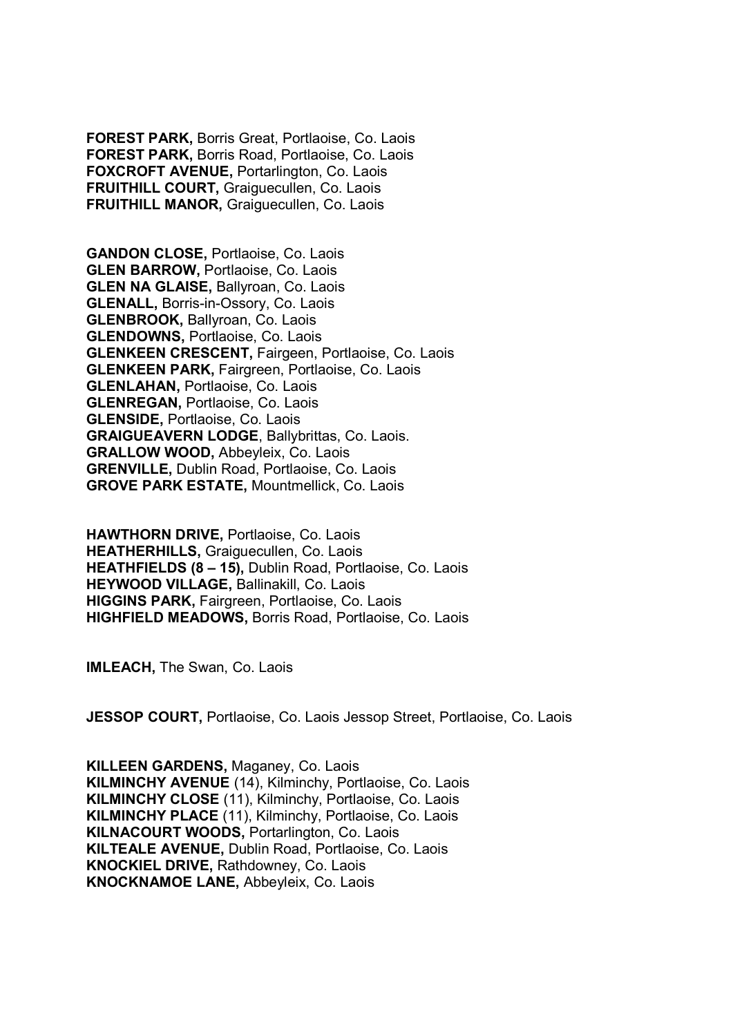**FOREST PARK,** Borris Great, Portlaoise, Co. Laois
**FOREST PARK,** Borris Road, Portlaoise, Co. Laois
**FOXCROFT AVENUE,** Portarlington, Co. Laois
**FRUITHILL COURT,** Graiguecullen, Co. Laois
**FRUITHILL MANOR,** Graiguecullen, Co. Laois

**GANDON CLOSE,** Portlaoise, Co. Laois
**GLEN BARROW,** Portlaoise, Co. Laois
**GLEN NA GLAISE,** Ballyroan, Co. Laois
**GLENALL,** Borris-in-Ossory, Co. Laois
**GLENBROOK,** Ballyroan, Co. Laois
**GLENDOWNS,** Portlaoise, Co. Laois
**GLENKEEN CRESCENT,** Fairgeen, Portlaoise, Co. Laois
**GLENKEEN PARK,** Fairgreen, Portlaoise, Co. Laois
**GLENLAHAN,** Portlaoise, Co. Laois
**GLENREGAN,** Portlaoise, Co. Laois
**GLENSIDE,** Portlaoise, Co. Laois
**GRAIGUEAVERN LODGE**, Ballybrittas, Co. Laois.
**GRALLOW WOOD,** Abbeyleix, Co. Laois
**GRENVILLE,** Dublin Road, Portlaoise, Co. Laois
**GROVE PARK ESTATE,** Mountmellick, Co. Laois

**HAWTHORN DRIVE,** Portlaoise, Co. Laois
**HEATHERHILLS,** Graiguecullen, Co. Laois
**HEATHFIELDS (8 – 15),** Dublin Road, Portlaoise, Co. Laois
**HEYWOOD VILLAGE,** Ballinakill, Co. Laois
**HIGGINS PARK,** Fairgreen, Portlaoise, Co. Laois
**HIGHFIELD MEADOWS,** Borris Road, Portlaoise, Co. Laois

**IMLEACH,** The Swan, Co. Laois

**JESSOP COURT,** Portlaoise, Co. Laois Jessop Street, Portlaoise, Co. Laois

**KILLEEN GARDENS,** Maganey, Co. Laois
**KILMINCHY AVENUE** (14), Kilminchy, Portlaoise, Co. Laois
**KILMINCHY CLOSE** (11), Kilminchy, Portlaoise, Co. Laois
**KILMINCHY PLACE** (11), Kilminchy, Portlaoise, Co. Laois
**KILNACOURT WOODS,** Portarlington, Co. Laois
**KILTEALE AVENUE,** Dublin Road, Portlaoise, Co. Laois
**KNOCKIEL DRIVE,** Rathdowney, Co. Laois
**KNOCKNAMOE LANE,** Abbeyleix, Co. Laois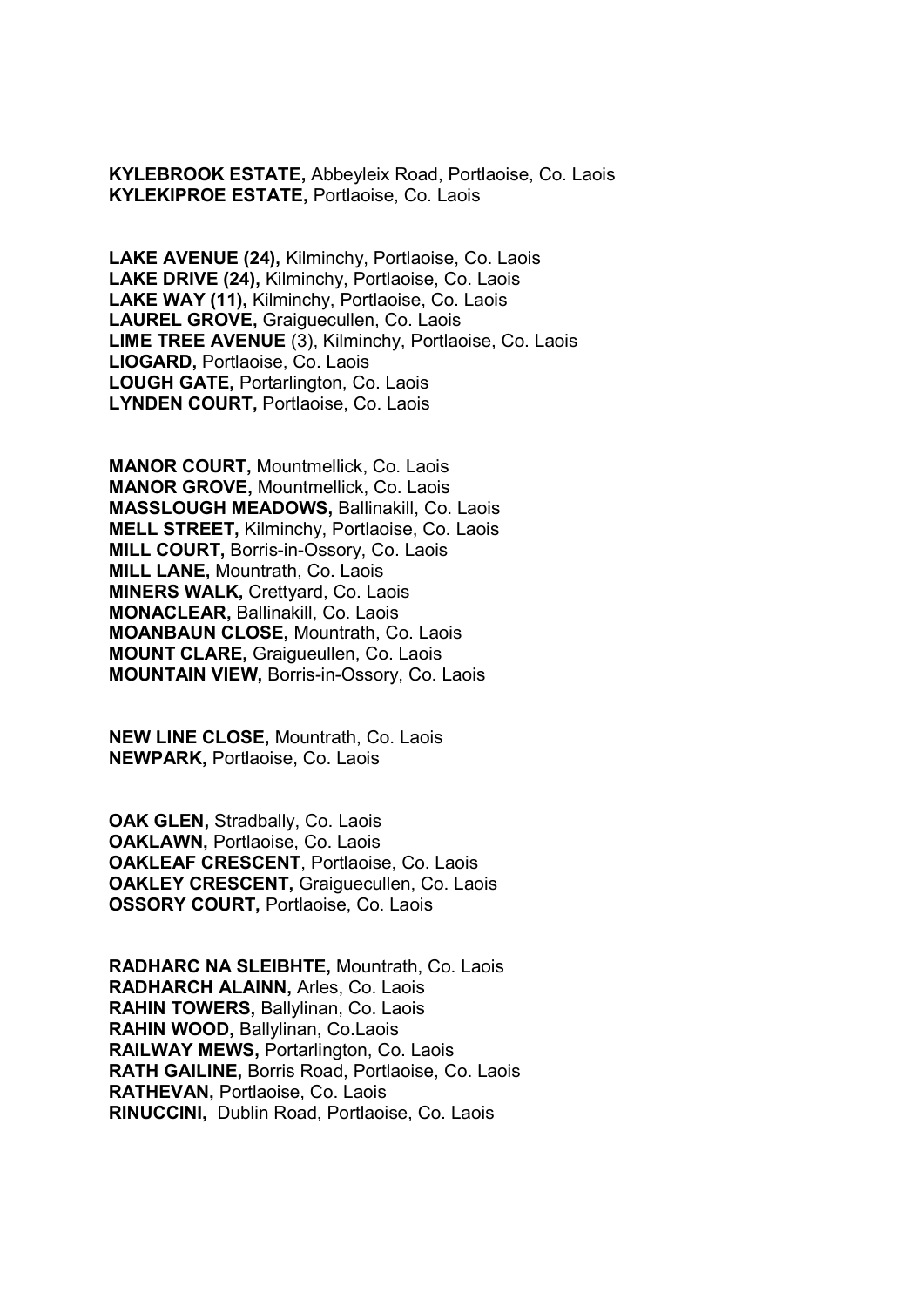**KYLEBROOK ESTATE,** Abbeyleix Road, Portlaoise, Co. Laois
**KYLEKIPROE ESTATE,** Portlaoise, Co. Laois

**LAKE AVENUE (24),** Kilminchy, Portlaoise, Co. Laois
**LAKE DRIVE (24),** Kilminchy, Portlaoise, Co. Laois
**LAKE WAY (11),** Kilminchy, Portlaoise, Co. Laois
**LAUREL GROVE,** Graiguecullen, Co. Laois
**LIME TREE AVENUE** (3), Kilminchy, Portlaoise, Co. Laois
**LIOGARD,** Portlaoise, Co. Laois
**LOUGH GATE,** Portarlington, Co. Laois
**LYNDEN COURT,** Portlaoise, Co. Laois

**MANOR COURT,** Mountmellick, Co. Laois
**MANOR GROVE,** Mountmellick, Co. Laois
**MASSLOUGH MEADOWS,** Ballinakill, Co. Laois
**MELL STREET,** Kilminchy, Portlaoise, Co. Laois
**MILL COURT,** Borris-in-Ossory, Co. Laois
**MILL LANE,** Mountrath, Co. Laois
**MINERS WALK,** Crettyard, Co. Laois
**MONACLEAR,** Ballinakill, Co. Laois
**MOANBAUN CLOSE,** Mountrath, Co. Laois
**MOUNT CLARE,** Graigueullen, Co. Laois
**MOUNTAIN VIEW,** Borris-in-Ossory, Co. Laois

**NEW LINE CLOSE,** Mountrath, Co. Laois
**NEWPARK,** Portlaoise, Co. Laois

**OAK GLEN,** Stradbally, Co. Laois
**OAKLAWN,** Portlaoise, Co. Laois
**OAKLEAF CRESCENT**, Portlaoise, Co. Laois
**OAKLEY CRESCENT,** Graiguecullen, Co. Laois
**OSSORY COURT,** Portlaoise, Co. Laois

**RADHARC NA SLEIBHTE,** Mountrath, Co. Laois
**RADHARCH ALAINN,** Arles, Co. Laois
**RAHIN TOWERS,** Ballylinan, Co. Laois
**RAHIN WOOD,** Ballylinan, Co.Laois
**RAILWAY MEWS,** Portarlington, Co. Laois
**RATH GAILINE,** Borris Road, Portlaoise, Co. Laois
**RATHEVAN,** Portlaoise, Co. Laois
**RINUCCINI,** Dublin Road, Portlaoise, Co. Laois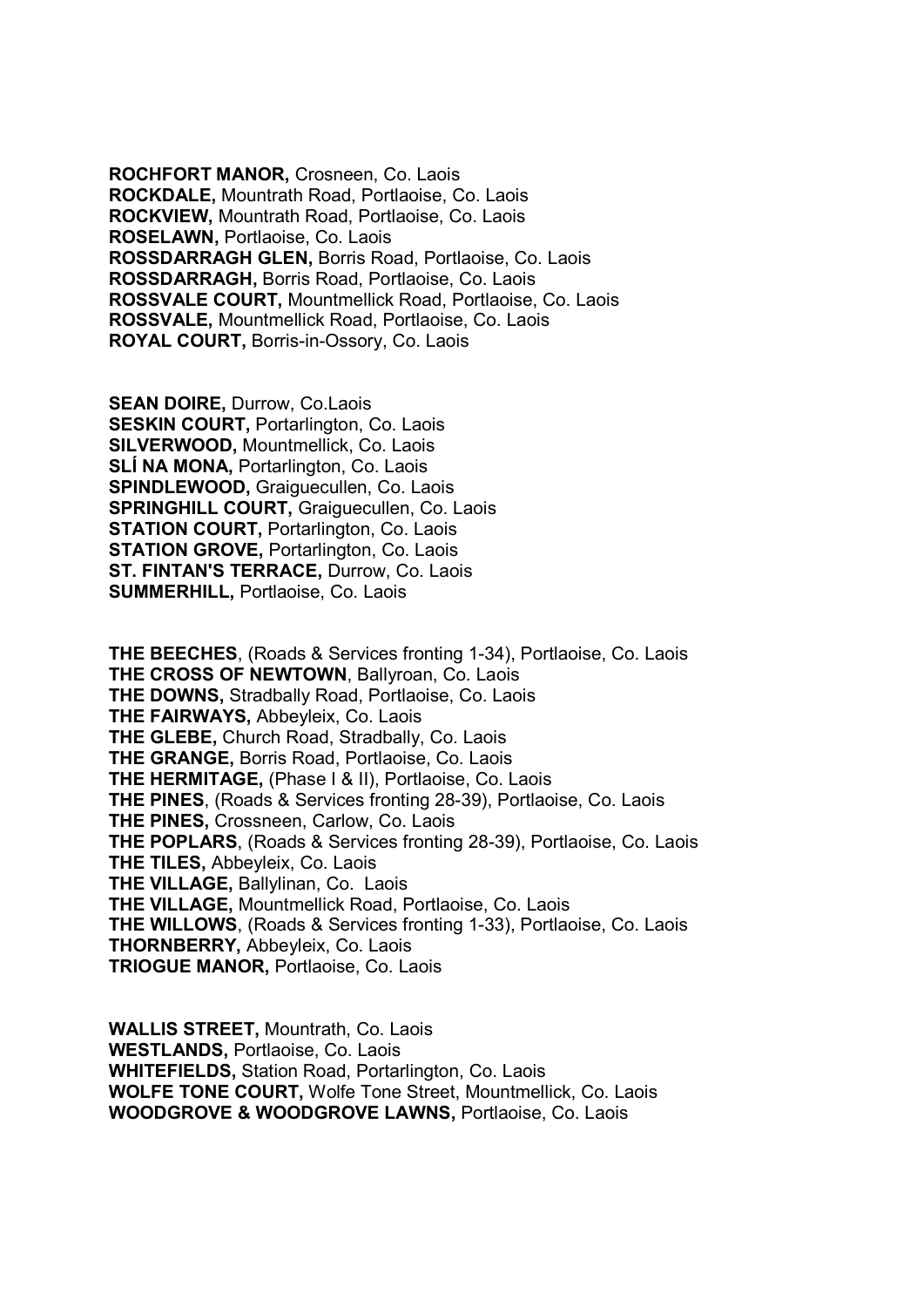**ROCHFORT MANOR,** Crosneen, Co. Laois
**ROCKDALE,** Mountrath Road, Portlaoise, Co. Laois
**ROCKVIEW,** Mountrath Road, Portlaoise, Co. Laois
**ROSELAWN,** Portlaoise, Co. Laois
**ROSSDARRAGH GLEN,** Borris Road, Portlaoise, Co. Laois
**ROSSDARRAGH,** Borris Road, Portlaoise, Co. Laois
**ROSSVALE COURT,** Mountmellick Road, Portlaoise, Co. Laois
**ROSSVALE,** Mountmellick Road, Portlaoise, Co. Laois
**ROYAL COURT,** Borris-in-Ossory, Co. Laois

**SEAN DOIRE,** Durrow, Co.Laois
**SESKIN COURT,** Portarlington, Co. Laois
**SILVERWOOD,** Mountmellick, Co. Laois
**SLÍ NA MONA,** Portarlington, Co. Laois
**SPINDLEWOOD,** Graiguecullen, Co. Laois
**SPRINGHILL COURT,** Graiguecullen, Co. Laois
**STATION COURT,** Portarlington, Co. Laois
**STATION GROVE,** Portarlington, Co. Laois
**ST. FINTAN'S TERRACE,** Durrow, Co. Laois
**SUMMERHILL,** Portlaoise, Co. Laois

**THE BEECHES**, (Roads & Services fronting 1-34), Portlaoise, Co. Laois
**THE CROSS OF NEWTOWN**, Ballyroan, Co. Laois
**THE DOWNS,** Stradbally Road, Portlaoise, Co. Laois
**THE FAIRWAYS,** Abbeyleix, Co. Laois
**THE GLEBE,** Church Road, Stradbally, Co. Laois
**THE GRANGE,** Borris Road, Portlaoise, Co. Laois
**THE HERMITAGE,** (Phase I & II), Portlaoise, Co. Laois
**THE PINES**, (Roads & Services fronting 28-39), Portlaoise, Co. Laois
**THE PINES,** Crossneen, Carlow, Co. Laois
**THE POPLARS**, (Roads & Services fronting 28-39), Portlaoise, Co. Laois
**THE TILES,** Abbeyleix, Co. Laois
**THE VILLAGE,** Ballylinan, Co. Laois
**THE VILLAGE,** Mountmellick Road, Portlaoise, Co. Laois
**THE WILLOWS**, (Roads & Services fronting 1-33), Portlaoise, Co. Laois
**THORNBERRY,** Abbeyleix, Co. Laois
**TRIOGUE MANOR,** Portlaoise, Co. Laois

**WALLIS STREET,** Mountrath, Co. Laois
**WESTLANDS,** Portlaoise, Co. Laois
**WHITEFIELDS,** Station Road, Portarlington, Co. Laois
**WOLFE TONE COURT,** Wolfe Tone Street, Mountmellick, Co. Laois
**WOODGROVE & WOODGROVE LAWNS,** Portlaoise, Co. Laois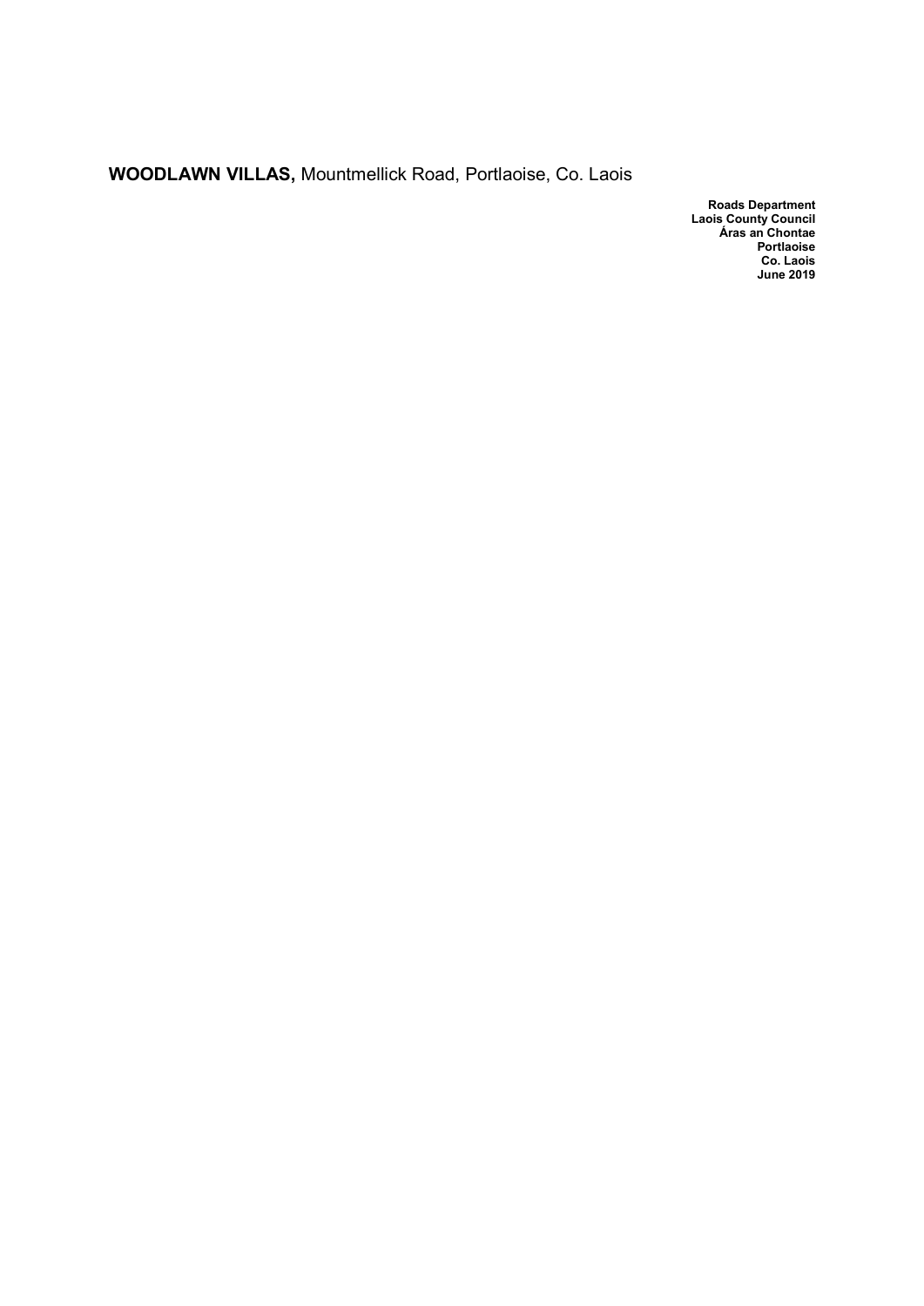**WOODLAWN VILLAS,** Mountmellick Road, Portlaoise, Co. Laois

**Roads Department**
**Laois County Council**
**Áras an Chontae**
**Portlaoise**
**Co. Laois**
**June 2019**